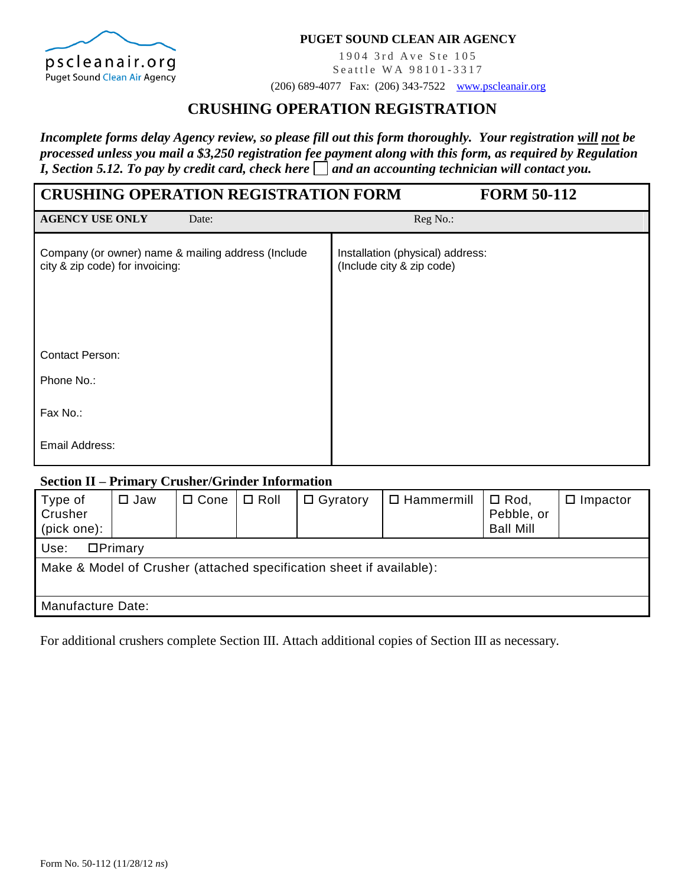pscleanair.org
Puget Sound Clean Air Agency

**PUGET SOUND CLEAN AIR AGENCY**

1904 3rd Ave Ste 105
Seattle WA 98101-3317
(206) 689-4077 Fax: (206) 343-7522 www.pscleanair.org

# CRUSHING OPERATION REGISTRATION

***Incomplete forms delay Agency review, so please fill out this form thoroughly. Your registration will not be processed unless you mail a $3,250 registration fee payment along with this form, as required by Regulation I, Section 5.12. To pay by credit card, check here ☐ and an accounting technician will contact you.***

| **CRUSHING OPERATION REGISTRATION FORM** | **FORM 50-112** |
|---|---|
| **AGENCY USE ONLY** Date: | Reg No.: |
| Company (or owner) name & mailing address (Include city & zip code) for invoicing:<br><br>Contact Person:<br><br>Phone No.:<br><br>Fax No.:<br><br>Email Address: | Installation (physical) address: (Include city & zip code) |

**Section II – Primary Crusher/Grinder Information**

| Type of Crusher (pick one): | ☐ Jaw | ☐ Cone | ☐ Roll | ☐ Gyratory | ☐ Hammermill | ☐ Rod, Pebble, or Ball Mill | ☐ Impactor |
|---|---|---|---|---|---|---|---|
| Use: ☐Primary | | | | | | | |
| Make & Model of Crusher (attached specification sheet if available): | | | | | | | |
| Manufacture Date: | | | | | | | |

For additional crushers complete Section III. Attach additional copies of Section III as necessary.

Form No. 50-112 (11/28/12 *ns*)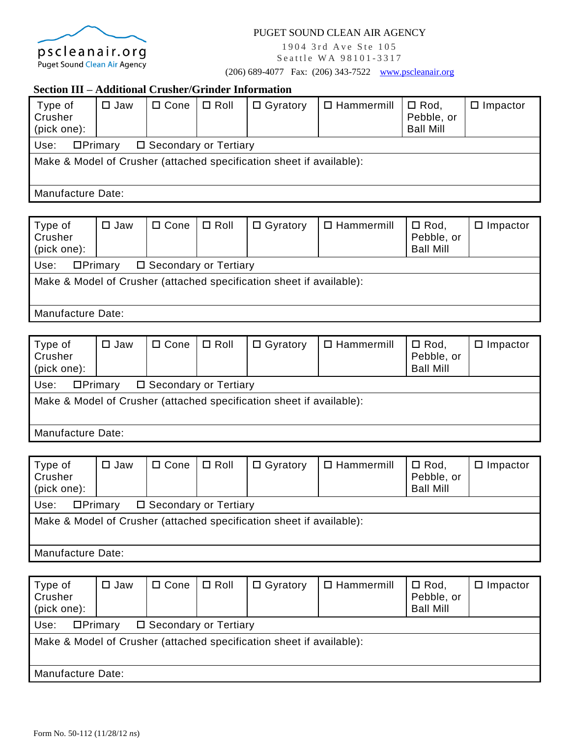PUGET SOUND CLEAN AIR AGENCY
1904 3rd Ave Ste 105
Seattle WA 98101-3317
(206) 689-4077 Fax: (206) 343-7522 www.pscleanair.org

pscleanair.org
Puget Sound Clean Air Agency

## Section III – Additional Crusher/Grinder Information

| | | | | | | | |
|---|---|---|---|---|---|---|---|
| Type of Crusher (pick one): | ☐ Jaw | ☐ Cone | ☐ Roll | ☐ Gyratory | ☐ Hammermill | ☐ Rod, Pebble, or Ball Mill | ☐ Impactor |
| Use: ☐Primary ☐ Secondary or Tertiary | | | | | | | |
| Make & Model of Crusher (attached specification sheet if available): | | | | | | | |
| Manufacture Date: | | | | | | | |

| | | | | | | | |
|---|---|---|---|---|---|---|---|
| Type of Crusher (pick one): | ☐ Jaw | ☐ Cone | ☐ Roll | ☐ Gyratory | ☐ Hammermill | ☐ Rod, Pebble, or Ball Mill | ☐ Impactor |
| Use: ☐Primary ☐ Secondary or Tertiary | | | | | | | |
| Make & Model of Crusher (attached specification sheet if available): | | | | | | | |
| Manufacture Date: | | | | | | | |

| | | | | | | | |
|---|---|---|---|---|---|---|---|
| Type of Crusher (pick one): | ☐ Jaw | ☐ Cone | ☐ Roll | ☐ Gyratory | ☐ Hammermill | ☐ Rod, Pebble, or Ball Mill | ☐ Impactor |
| Use: ☐Primary ☐ Secondary or Tertiary | | | | | | | |
| Make & Model of Crusher (attached specification sheet if available): | | | | | | | |
| Manufacture Date: | | | | | | | |

| | | | | | | | |
|---|---|---|---|---|---|---|---|
| Type of Crusher (pick one): | ☐ Jaw | ☐ Cone | ☐ Roll | ☐ Gyratory | ☐ Hammermill | ☐ Rod, Pebble, or Ball Mill | ☐ Impactor |
| Use: ☐Primary ☐ Secondary or Tertiary | | | | | | | |
| Make & Model of Crusher (attached specification sheet if available): | | | | | | | |
| Manufacture Date: | | | | | | | |

| | | | | | | | |
|---|---|---|---|---|---|---|---|
| Type of Crusher (pick one): | ☐ Jaw | ☐ Cone | ☐ Roll | ☐ Gyratory | ☐ Hammermill | ☐ Rod, Pebble, or Ball Mill | ☐ Impactor |
| Use: ☐Primary ☐ Secondary or Tertiary | | | | | | | |
| Make & Model of Crusher (attached specification sheet if available): | | | | | | | |
| Manufacture Date: | | | | | | | |

Form No. 50-112 (11/28/12 *ns*)